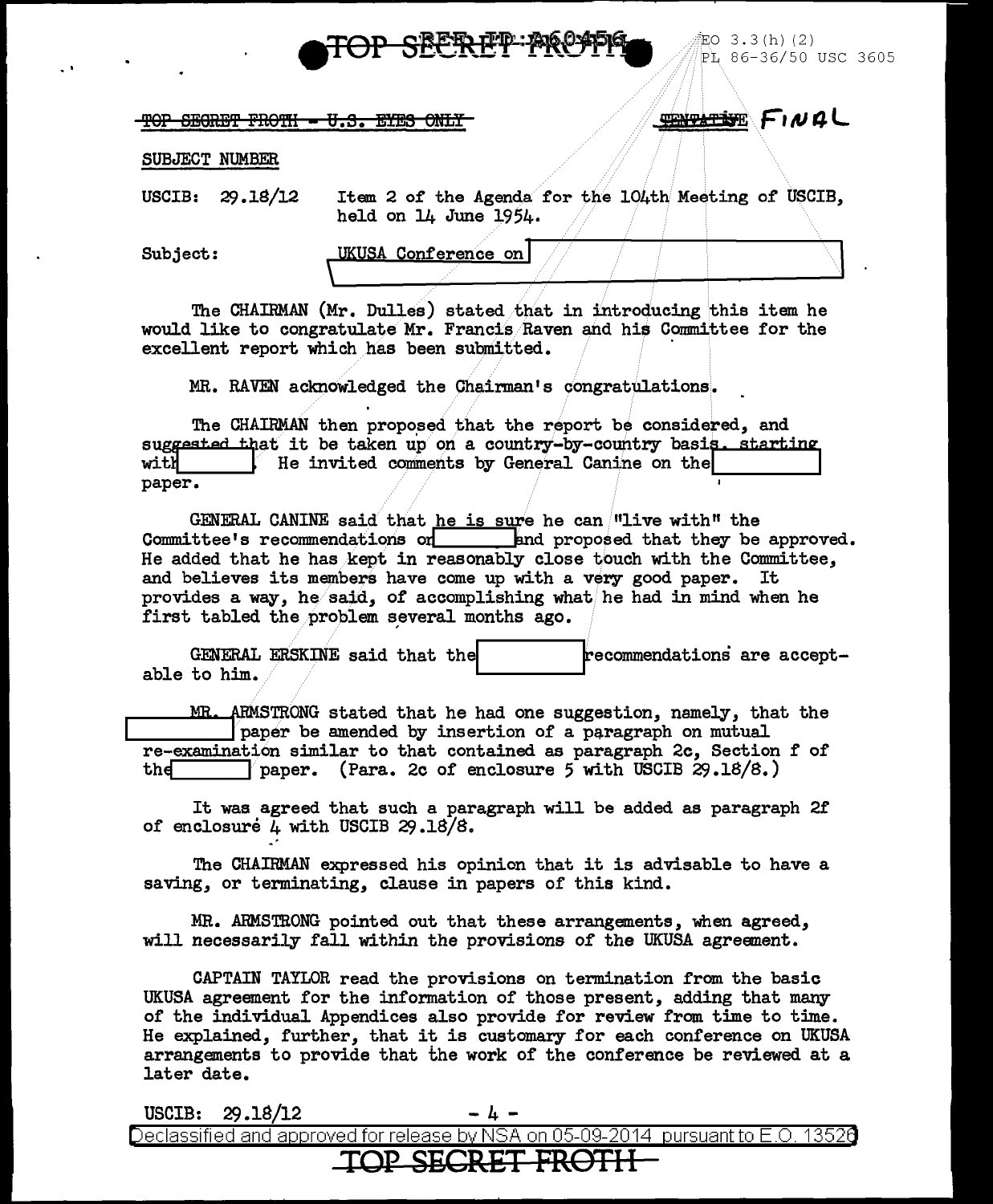TOP SECRET FROTH - U.S. EYES ONLY

~~TENTATIVE~~ FINAL

EO 3.3(h)(2)
PL 86-36/50 USC 3605

SUBJECT NUMBER

USCIB: 29.18/12 Item 2 of the Agenda for the 104th Meeting of USCIB, held on 14 June 1954.

Subject: UKUSA Conference on [redacted]

The CHAIRMAN (Mr. Dulles) stated that in introducing this item he would like to congratulate Mr. Francis Raven and his Committee for the excellent report which has been submitted.

MR. RAVEN acknowledged the Chairman's congratulations.

The CHAIRMAN then proposed that the report be considered, and suggested that it be taken up on a country-by-country basis, starting with [redacted]. He invited comments by General Canine on the [redacted] paper.

GENERAL CANINE said that he is sure he can "live with" the Committee's recommendations on [redacted] and proposed that they be approved. He added that he has kept in reasonably close touch with the Committee, and believes its members have come up with a very good paper. It provides a way, he said, of accomplishing what he had in mind when he first tabled the problem several months ago.

GENERAL ERSKINE said that the [redacted] recommendations are acceptable to him.

MR. ARMSTRONG stated that he had one suggestion, namely, that the [redacted] paper be amended by insertion of a paragraph on mutual re-examination similar to that contained as paragraph 2c, Section f of the [redacted] paper. (Para. 2c of enclosure 5 with USCIB 29.18/8.)

It was agreed that such a paragraph will be added as paragraph 2f of enclosure 4 with USCIB 29.18/8.

The CHAIRMAN expressed his opinion that it is advisable to have a saving, or terminating, clause in papers of this kind.

MR. ARMSTRONG pointed out that these arrangements, when agreed, will necessarily fall within the provisions of the UKUSA agreement.

CAPTAIN TAYLOR read the provisions on termination from the basic UKUSA agreement for the information of those present, adding that many of the individual Appendices also provide for review from time to time. He explained, further, that it is customary for each conference on UKUSA arrangements to provide that the work of the conference be reviewed at a later date.

USCIB: 29.18/12

Declassified and approved for release by NSA on 05-09-2014 pursuant to E.O. 13526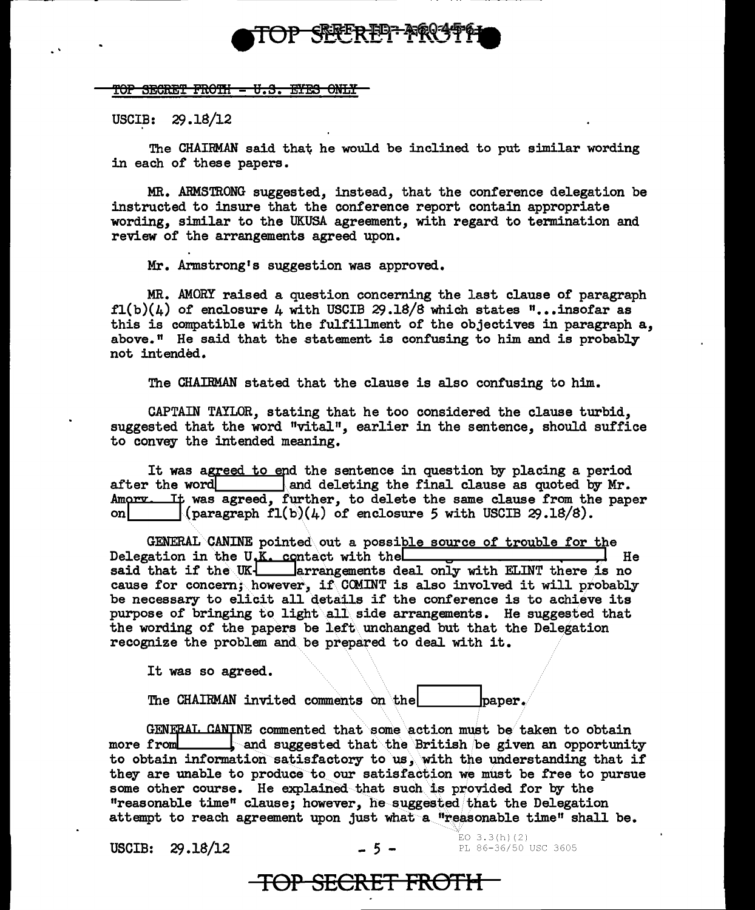TOP SECRET FROTH - U.S. EYES ONLY

USCIB: 29.18/12

The CHAIRMAN said that he would be inclined to put similar wording in each of these papers.

MR. ARMSTRONG suggested, instead, that the conference delegation be instructed to insure that the conference report contain appropriate wording, similar to the UKUSA agreement, with regard to termination and review of the arrangements agreed upon.

Mr. Armstrong's suggestion was approved.

MR. AMORY raised a question concerning the last clause of paragraph f1(b)(4) of enclosure 4 with USCIB 29.18/8 which states "...insofar as this is compatible with the fulfillment of the objectives in paragraph a, above." He said that the statement is confusing to him and is probably not intended.

The CHAIRMAN stated that the clause is also confusing to him.

CAPTAIN TAYLOR, stating that he too considered the clause turbid, suggested that the word "vital", earlier in the sentence, should suffice to convey the intended meaning.

It was agreed to end the sentence in question by placing a period after the word [REDACTED] and deleting the final clause as quoted by Mr. Amory. It was agreed, further, to delete the same clause from the paper on [REDACTED] (paragraph f1(b)(4) of enclosure 5 with USCIB 29.18/8).

GENERAL CANINE pointed out a possible source of trouble for the Delegation in the U.K. contact with the [REDACTED]. He said that if the UK-[REDACTED] arrangements deal only with ELINT there is no cause for concern; however, if COMINT is also involved it will probably be necessary to elicit all details if the conference is to achieve its purpose of bringing to light all side arrangements. He suggested that the wording of the papers be left unchanged but that the Delegation recognize the problem and be prepared to deal with it.

It was so agreed.

The CHAIRMAN invited comments on the [REDACTED] paper.

GENERAL CANINE commented that some action must be taken to obtain more from [REDACTED], and suggested that the British be given an opportunity to obtain information satisfactory to us, with the understanding that if they are unable to produce to our satisfaction we must be free to pursue some other course. He explained that such is provided for by the "reasonable time" clause; however, he suggested that the Delegation attempt to reach agreement upon just what a "reasonable time" shall be.

USCIB: 29.18/12

EO 3.3(h)(2)
PL 86-36/50 USC 3605

TOP SECRET FROTH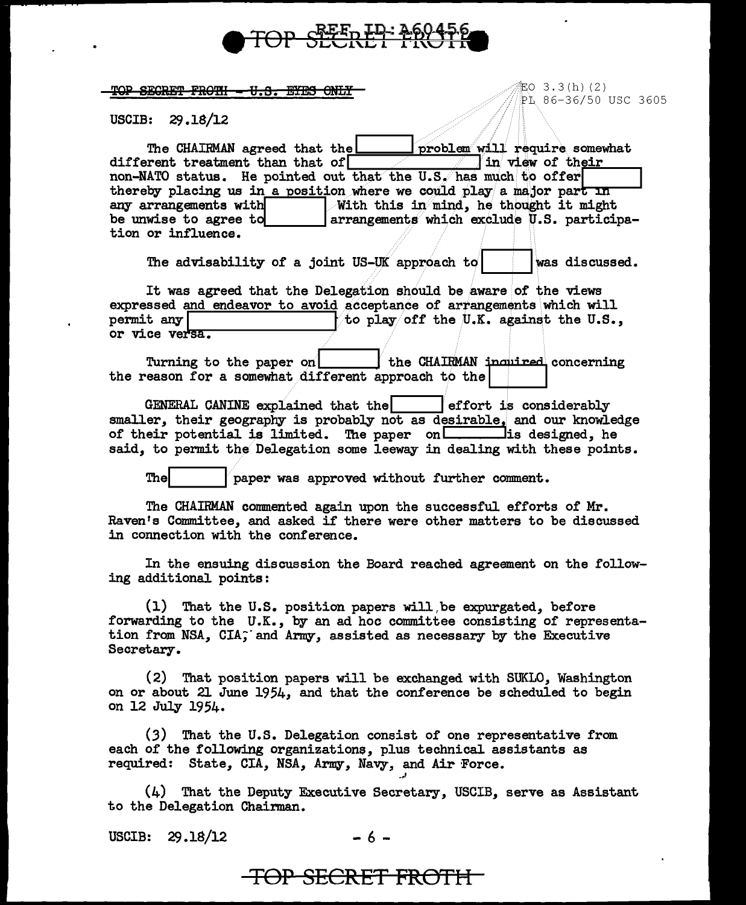TOP SECRET FROTH - U.S. EYES ONLY

EO 3.3(h)(2)
PL 86-36/50 USC 3605

USCIB: 29.18/12

The CHAIRMAN agreed that the [redacted] problem will require somewhat different treatment than that of [redacted] in view of their non-NATO status. He pointed out that the U.S. has much to offer [redacted] thereby placing us in a position where we could play a major part in any arrangements with [redacted] With this in mind, he thought it might be unwise to agree to [redacted] arrangements which exclude U.S. participation or influence.

The advisability of a joint US-UK approach to [redacted] was discussed.

It was agreed that the Delegation should be aware of the views expressed and endeavor to avoid acceptance of arrangements which will permit any [redacted] to play off the U.K. against the U.S., or vice versa.

Turning to the paper on [redacted] the CHAIRMAN inquired concerning the reason for a somewhat different approach to the [redacted]

GENERAL CANINE explained that the [redacted] effort is considerably smaller, their geography is probably not as desirable, and our knowledge of their potential is limited. The paper on [redacted] is designed, he said, to permit the Delegation some leeway in dealing with these points.

The [redacted] paper was approved without further comment.

The CHAIRMAN commented again upon the successful efforts of Mr. Raven's Committee, and asked if there were other matters to be discussed in connection with the conference.

In the ensuing discussion the Board reached agreement on the following additional points:

(1) That the U.S. position papers will be expurgated, before forwarding to the U.K., by an ad hoc committee consisting of representation from NSA, CIA, and Army, assisted as necessary by the Executive Secretary.

(2) That position papers will be exchanged with SUKLO, Washington on or about 21 June 1954, and that the conference be scheduled to begin on 12 July 1954.

(3) That the U.S. Delegation consist of one representative from each of the following organizations, plus technical assistants as required: State, CIA, NSA, Army, Navy, and Air Force.

(4) That the Deputy Executive Secretary, USCIB, serve as Assistant to the Delegation Chairman.

USCIB: 29.18/12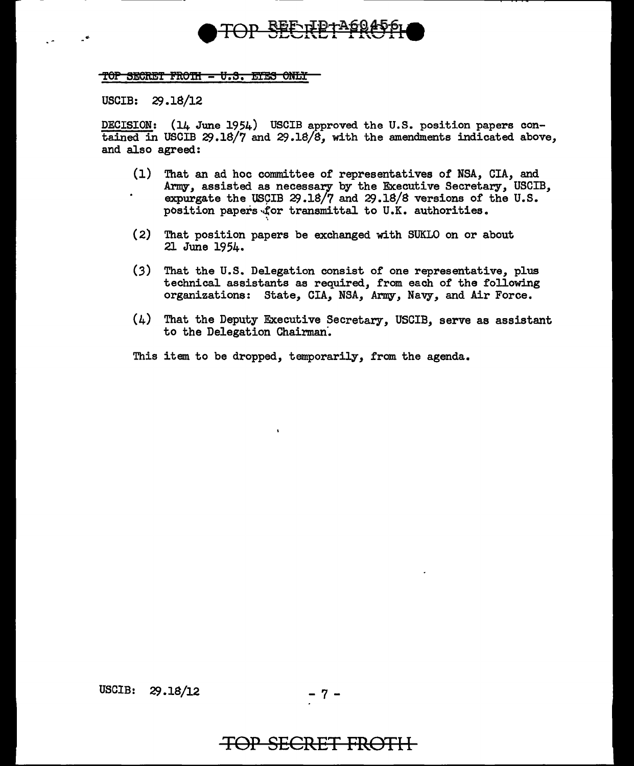TOP SECRET FROTH - U.S. EYES ONLY

USCIB: 29.18/12

DECISION: (14 June 1954) USCIB approved the U.S. position papers contained in USCIB 29.18/7 and 29.18/8, with the amendments indicated above, and also agreed:

(1) That an ad hoc committee of representatives of NSA, CIA, and Army, assisted as necessary by the Executive Secretary, USCIB, expurgate the USCIB 29.18/7 and 29.18/8 versions of the U.S. position papers for transmittal to U.K. authorities.

(2) That position papers be exchanged with SUKLO on or about 21 June 1954.

(3) That the U.S. Delegation consist of one representative, plus technical assistants as required, from each of the following organizations: State, CIA, NSA, Army, Navy, and Air Force.

(4) That the Deputy Executive Secretary, USCIB, serve as assistant to the Delegation Chairman.

This item to be dropped, temporarily, from the agenda.